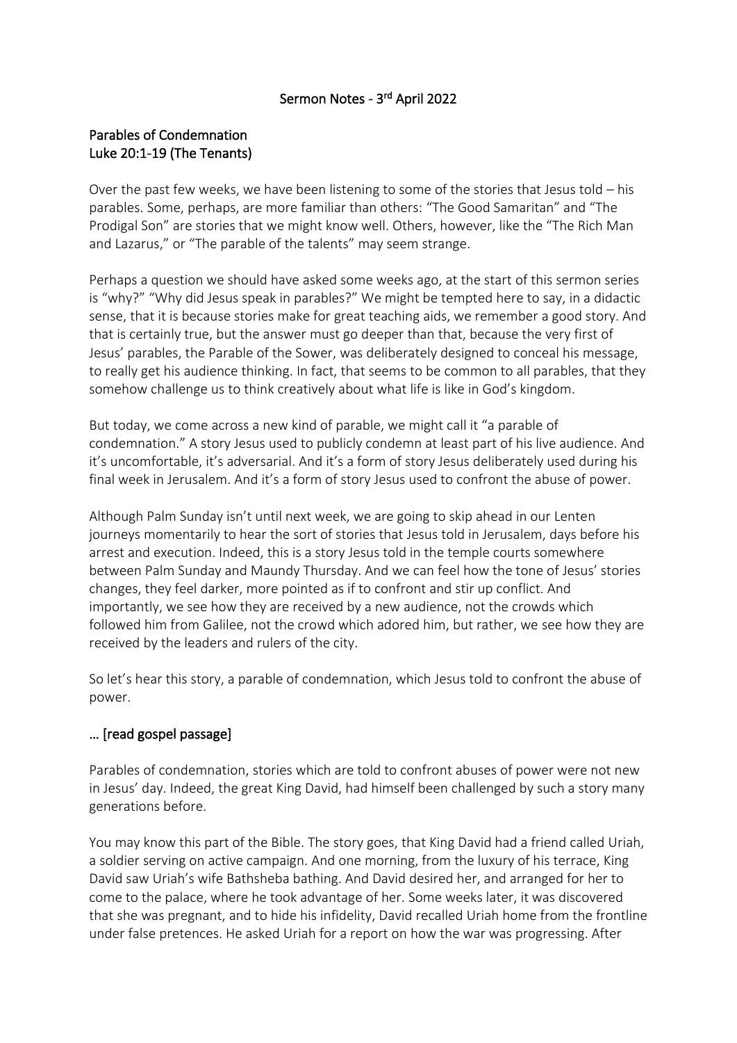# Sermon Notes - 3rd April 2022

## Parables of Condemnation
## Luke 20:1-19 (The Tenants)

Over the past few weeks, we have been listening to some of the stories that Jesus told – his parables. Some, perhaps, are more familiar than others: "The Good Samaritan" and "The Prodigal Son" are stories that we might know well. Others, however, like the "The Rich Man and Lazarus," or "The parable of the talents" may seem strange.

Perhaps a question we should have asked some weeks ago, at the start of this sermon series is "why?" "Why did Jesus speak in parables?" We might be tempted here to say, in a didactic sense, that it is because stories make for great teaching aids, we remember a good story. And that is certainly true, but the answer must go deeper than that, because the very first of Jesus' parables, the Parable of the Sower, was deliberately designed to conceal his message, to really get his audience thinking. In fact, that seems to be common to all parables, that they somehow challenge us to think creatively about what life is like in God's kingdom.

But today, we come across a new kind of parable, we might call it "a parable of condemnation." A story Jesus used to publicly condemn at least part of his live audience. And it's uncomfortable, it's adversarial. And it's a form of story Jesus deliberately used during his final week in Jerusalem. And it's a form of story Jesus used to confront the abuse of power.

Although Palm Sunday isn't until next week, we are going to skip ahead in our Lenten journeys momentarily to hear the sort of stories that Jesus told in Jerusalem, days before his arrest and execution. Indeed, this is a story Jesus told in the temple courts somewhere between Palm Sunday and Maundy Thursday. And we can feel how the tone of Jesus' stories changes, they feel darker, more pointed as if to confront and stir up conflict. And importantly, we see how they are received by a new audience, not the crowds which followed him from Galilee, not the crowd which adored him, but rather, we see how they are received by the leaders and rulers of the city.

So let's hear this story, a parable of condemnation, which Jesus told to confront the abuse of power.

### … [read gospel passage]

Parables of condemnation, stories which are told to confront abuses of power were not new in Jesus' day. Indeed, the great King David, had himself been challenged by such a story many generations before.

You may know this part of the Bible. The story goes, that King David had a friend called Uriah, a soldier serving on active campaign. And one morning, from the luxury of his terrace, King David saw Uriah's wife Bathsheba bathing. And David desired her, and arranged for her to come to the palace, where he took advantage of her. Some weeks later, it was discovered that she was pregnant, and to hide his infidelity, David recalled Uriah home from the frontline under false pretences. He asked Uriah for a report on how the war was progressing. After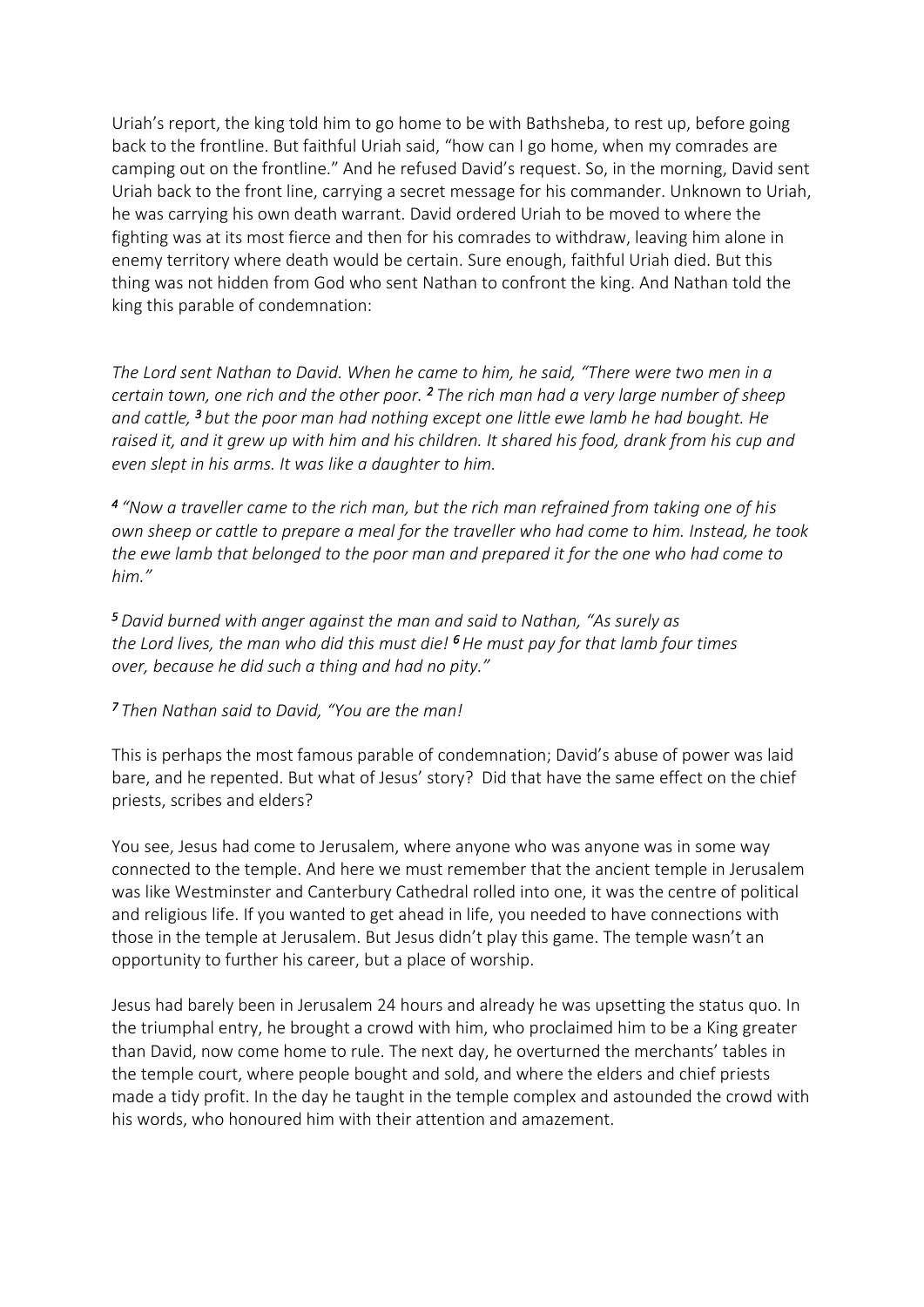Uriah's report, the king told him to go home to be with Bathsheba, to rest up, before going back to the frontline. But faithful Uriah said, "how can I go home, when my comrades are camping out on the frontline." And he refused David's request. So, in the morning, David sent Uriah back to the front line, carrying a secret message for his commander. Unknown to Uriah, he was carrying his own death warrant. David ordered Uriah to be moved to where the fighting was at its most fierce and then for his comrades to withdraw, leaving him alone in enemy territory where death would be certain. Sure enough, faithful Uriah died. But this thing was not hidden from God who sent Nathan to confront the king. And Nathan told the king this parable of condemnation:

*The Lord sent Nathan to David. When he came to him, he said, "There were two men in a certain town, one rich and the other poor.* ***2*** *The rich man had a very large number of sheep and cattle,* ***3*** *but the poor man had nothing except one little ewe lamb he had bought. He raised it, and it grew up with him and his children. It shared his food, drank from his cup and even slept in his arms. It was like a daughter to him.*

***4*** *"Now a traveller came to the rich man, but the rich man refrained from taking one of his own sheep or cattle to prepare a meal for the traveller who had come to him. Instead, he took the ewe lamb that belonged to the poor man and prepared it for the one who had come to him."*

***5*** *David burned with anger against the man and said to Nathan, "As surely as the Lord lives, the man who did this must die!* ***6*** *He must pay for that lamb four times over, because he did such a thing and had no pity."*

***7*** *Then Nathan said to David, "You are the man!*

This is perhaps the most famous parable of condemnation; David's abuse of power was laid bare, and he repented. But what of Jesus' story? Did that have the same effect on the chief priests, scribes and elders?

You see, Jesus had come to Jerusalem, where anyone who was anyone was in some way connected to the temple. And here we must remember that the ancient temple in Jerusalem was like Westminster and Canterbury Cathedral rolled into one, it was the centre of political and religious life. If you wanted to get ahead in life, you needed to have connections with those in the temple at Jerusalem. But Jesus didn't play this game. The temple wasn't an opportunity to further his career, but a place of worship.

Jesus had barely been in Jerusalem 24 hours and already he was upsetting the status quo. In the triumphal entry, he brought a crowd with him, who proclaimed him to be a King greater than David, now come home to rule. The next day, he overturned the merchants' tables in the temple court, where people bought and sold, and where the elders and chief priests made a tidy profit. In the day he taught in the temple complex and astounded the crowd with his words, who honoured him with their attention and amazement.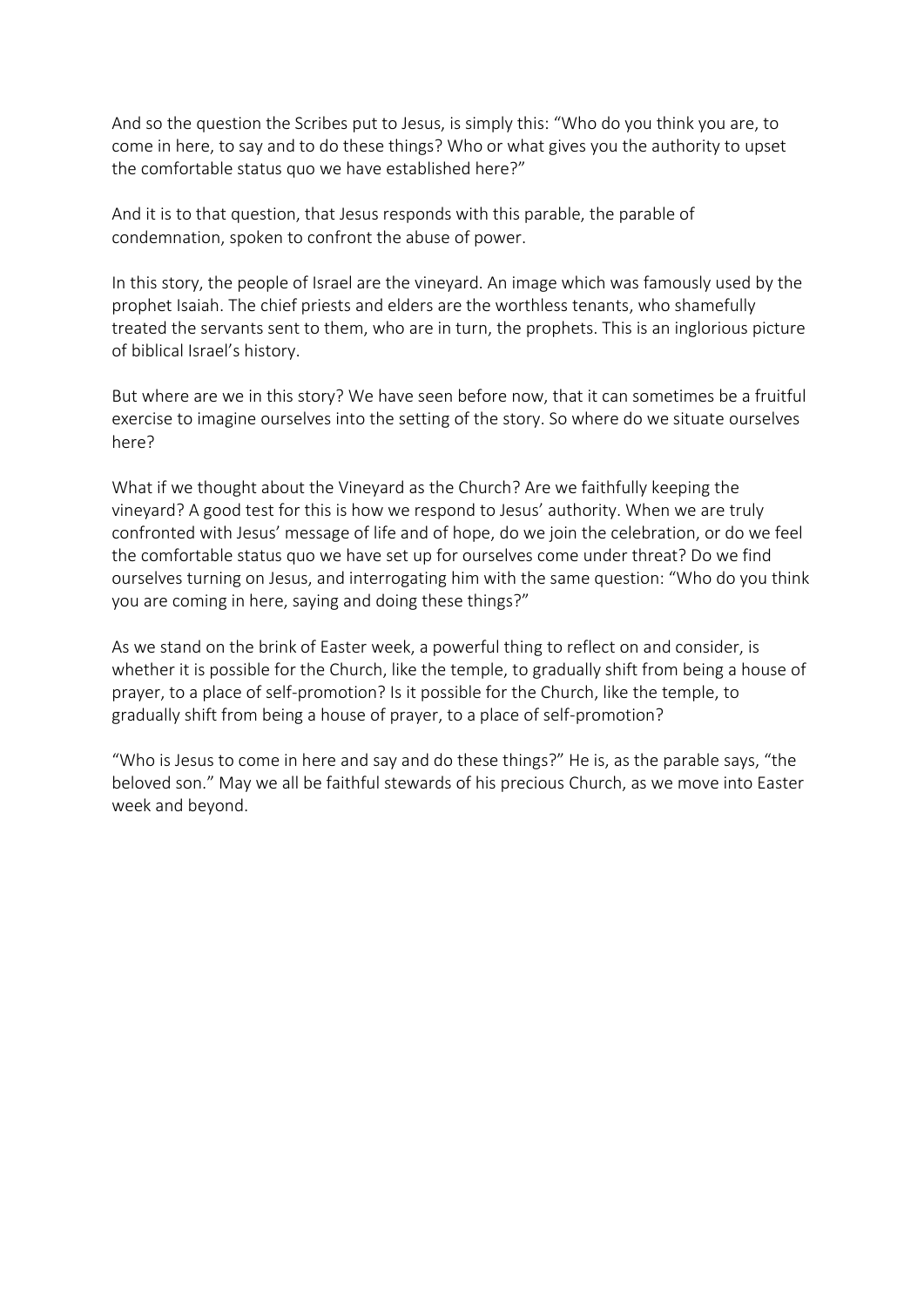And so the question the Scribes put to Jesus, is simply this: "Who do you think you are, to come in here, to say and to do these things? Who or what gives you the authority to upset the comfortable status quo we have established here?"

And it is to that question, that Jesus responds with this parable, the parable of condemnation, spoken to confront the abuse of power.

In this story, the people of Israel are the vineyard. An image which was famously used by the prophet Isaiah. The chief priests and elders are the worthless tenants, who shamefully treated the servants sent to them, who are in turn, the prophets. This is an inglorious picture of biblical Israel's history.

But where are we in this story? We have seen before now, that it can sometimes be a fruitful exercise to imagine ourselves into the setting of the story. So where do we situate ourselves here?

What if we thought about the Vineyard as the Church? Are we faithfully keeping the vineyard? A good test for this is how we respond to Jesus' authority. When we are truly confronted with Jesus' message of life and of hope, do we join the celebration, or do we feel the comfortable status quo we have set up for ourselves come under threat? Do we find ourselves turning on Jesus, and interrogating him with the same question: "Who do you think you are coming in here, saying and doing these things?"

As we stand on the brink of Easter week, a powerful thing to reflect on and consider, is whether it is possible for the Church, like the temple, to gradually shift from being a house of prayer, to a place of self-promotion? Is it possible for the Church, like the temple, to gradually shift from being a house of prayer, to a place of self-promotion?

"Who is Jesus to come in here and say and do these things?" He is, as the parable says, "the beloved son." May we all be faithful stewards of his precious Church, as we move into Easter week and beyond.